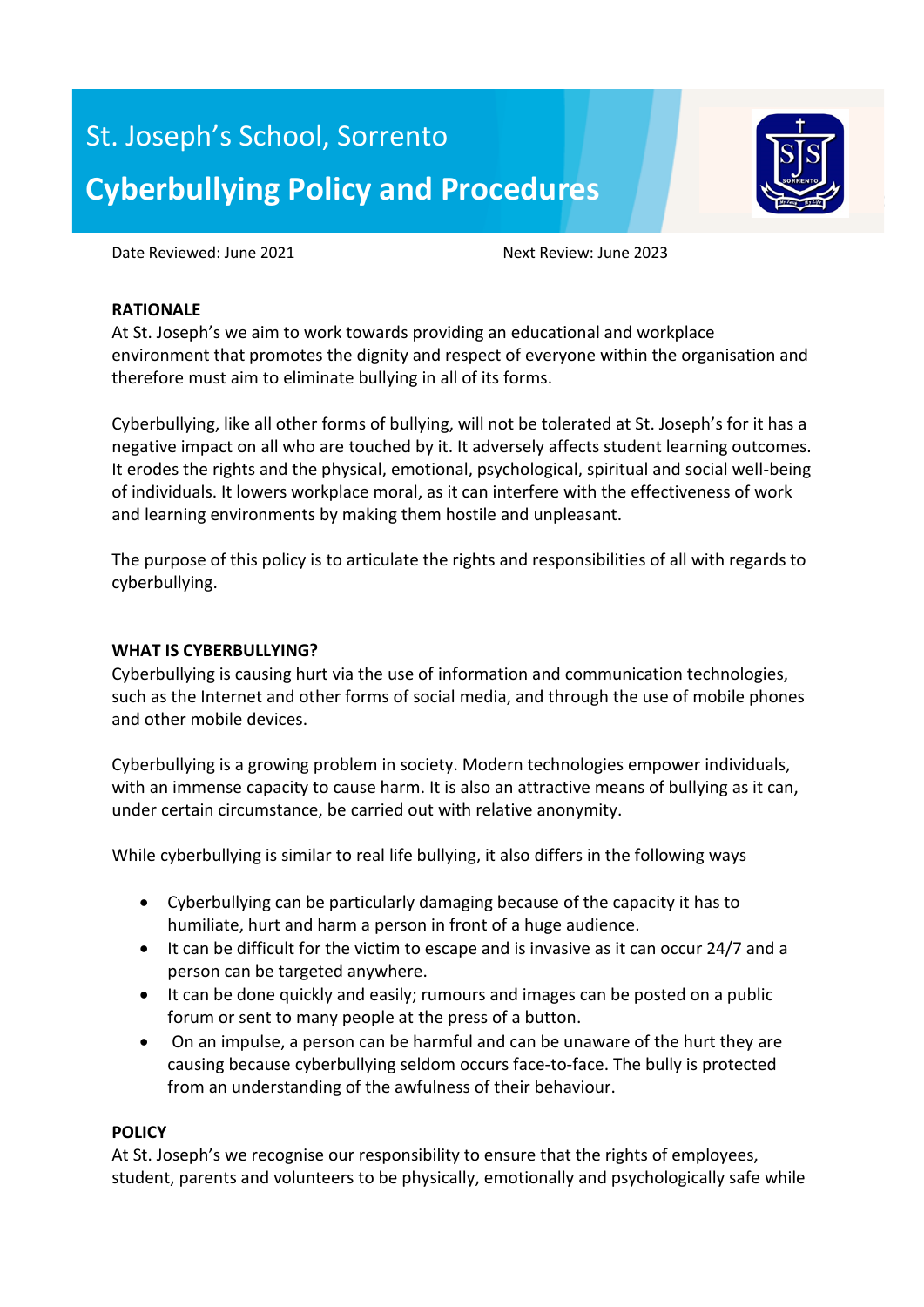# St. Joseph's School, Sorrento

# Cyberbullying Policy and Procedures

Date Reviewed: June 2021 Next Review: June 2023

**RATIONALE**

At St. Joseph's we aim to work towards providing an educational and workplace environment that promotes the dignity and respect of everyone within the organisation and therefore must aim to eliminate bullying in all of its forms.

Cyberbullying, like all other forms of bullying, will not be tolerated at St. Joseph's for it has a negative impact on all who are touched by it. It adversely affects student learning outcomes. It erodes the rights and the physical, emotional, psychological, spiritual and social well-being of individuals. It lowers workplace moral, as it can interfere with the effectiveness of work and learning environments by making them hostile and unpleasant.

The purpose of this policy is to articulate the rights and responsibilities of all with regards to cyberbullying.

**WHAT IS CYBERBULLYING?**

Cyberbullying is causing hurt via the use of information and communication technologies, such as the Internet and other forms of social media, and through the use of mobile phones and other mobile devices.

Cyberbullying is a growing problem in society. Modern technologies empower individuals, with an immense capacity to cause harm. It is also an attractive means of bullying as it can, under certain circumstance, be carried out with relative anonymity.

While cyberbullying is similar to real life bullying, it also differs in the following ways

- Cyberbullying can be particularly damaging because of the capacity it has to humiliate, hurt and harm a person in front of a huge audience.
- It can be difficult for the victim to escape and is invasive as it can occur 24/7 and a person can be targeted anywhere.
- It can be done quickly and easily; rumours and images can be posted on a public forum or sent to many people at the press of a button.
- On an impulse, a person can be harmful and can be unaware of the hurt they are causing because cyberbullying seldom occurs face-to-face. The bully is protected from an understanding of the awfulness of their behaviour.

**POLICY**

At St. Joseph's we recognise our responsibility to ensure that the rights of employees, student, parents and volunteers to be physically, emotionally and psychologically safe while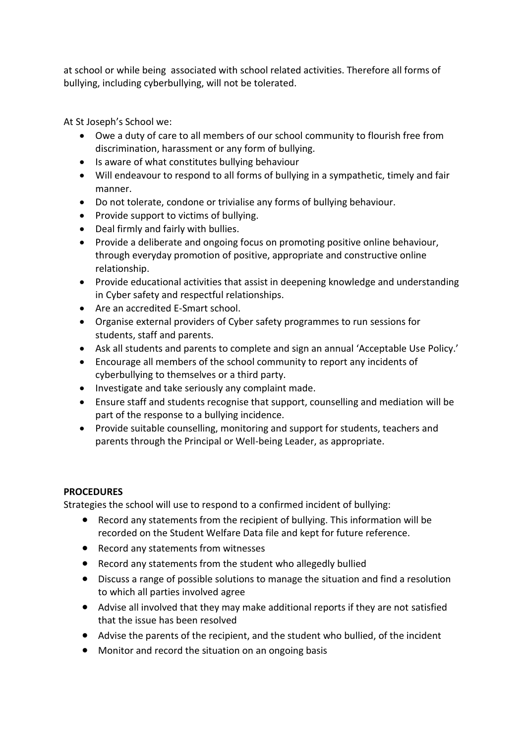at school or while being associated with school related activities. Therefore all forms of bullying, including cyberbullying, will not be tolerated.

At St Joseph's School we:

- Owe a duty of care to all members of our school community to flourish free from discrimination, harassment or any form of bullying.
- Is aware of what constitutes bullying behaviour
- Will endeavour to respond to all forms of bullying in a sympathetic, timely and fair manner.
- Do not tolerate, condone or trivialise any forms of bullying behaviour.
- Provide support to victims of bullying.
- Deal firmly and fairly with bullies.
- Provide a deliberate and ongoing focus on promoting positive online behaviour, through everyday promotion of positive, appropriate and constructive online relationship.
- Provide educational activities that assist in deepening knowledge and understanding in Cyber safety and respectful relationships.
- Are an accredited E-Smart school.
- Organise external providers of Cyber safety programmes to run sessions for students, staff and parents.
- Ask all students and parents to complete and sign an annual 'Acceptable Use Policy.'
- Encourage all members of the school community to report any incidents of cyberbullying to themselves or a third party.
- Investigate and take seriously any complaint made.
- Ensure staff and students recognise that support, counselling and mediation will be part of the response to a bullying incidence.
- Provide suitable counselling, monitoring and support for students, teachers and parents through the Principal or Well-being Leader, as appropriate.

**PROCEDURES**

Strategies the school will use to respond to a confirmed incident of bullying:

- Record any statements from the recipient of bullying. This information will be recorded on the Student Welfare Data file and kept for future reference.
- Record any statements from witnesses
- Record any statements from the student who allegedly bullied
- Discuss a range of possible solutions to manage the situation and find a resolution to which all parties involved agree
- Advise all involved that they may make additional reports if they are not satisfied that the issue has been resolved
- Advise the parents of the recipient, and the student who bullied, of the incident
- Monitor and record the situation on an ongoing basis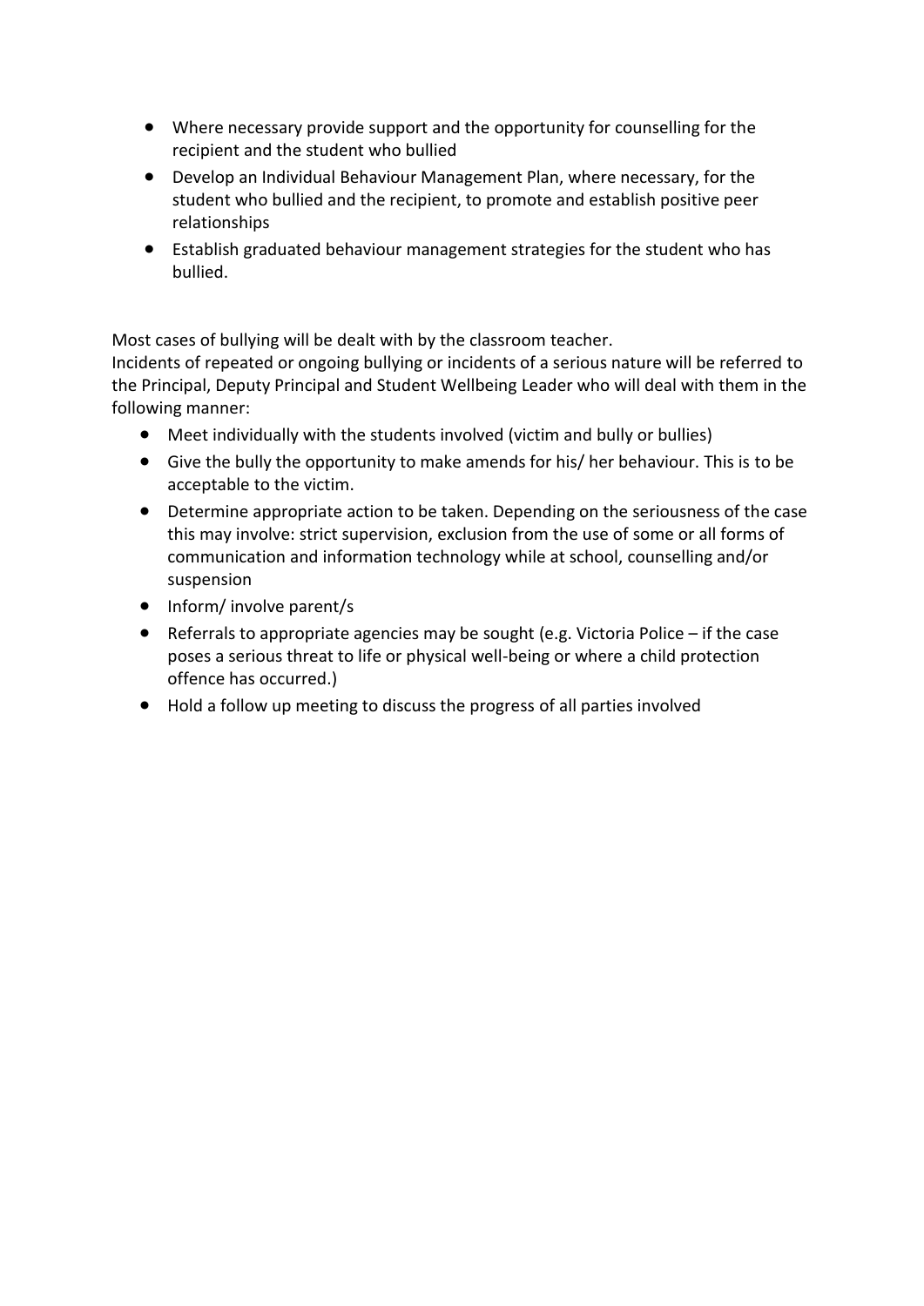- Where necessary provide support and the opportunity for counselling for the recipient and the student who bullied
- Develop an Individual Behaviour Management Plan, where necessary, for the student who bullied and the recipient, to promote and establish positive peer relationships
- Establish graduated behaviour management strategies for the student who has bullied.

Most cases of bullying will be dealt with by the classroom teacher.
Incidents of repeated or ongoing bullying or incidents of a serious nature will be referred to the Principal, Deputy Principal and Student Wellbeing Leader who will deal with them in the following manner:

- Meet individually with the students involved (victim and bully or bullies)
- Give the bully the opportunity to make amends for his/ her behaviour. This is to be acceptable to the victim.
- Determine appropriate action to be taken. Depending on the seriousness of the case this may involve: strict supervision, exclusion from the use of some or all forms of communication and information technology while at school, counselling and/or suspension
- Inform/ involve parent/s
- Referrals to appropriate agencies may be sought (e.g. Victoria Police – if the case poses a serious threat to life or physical well-being or where a child protection offence has occurred.)
- Hold a follow up meeting to discuss the progress of all parties involved